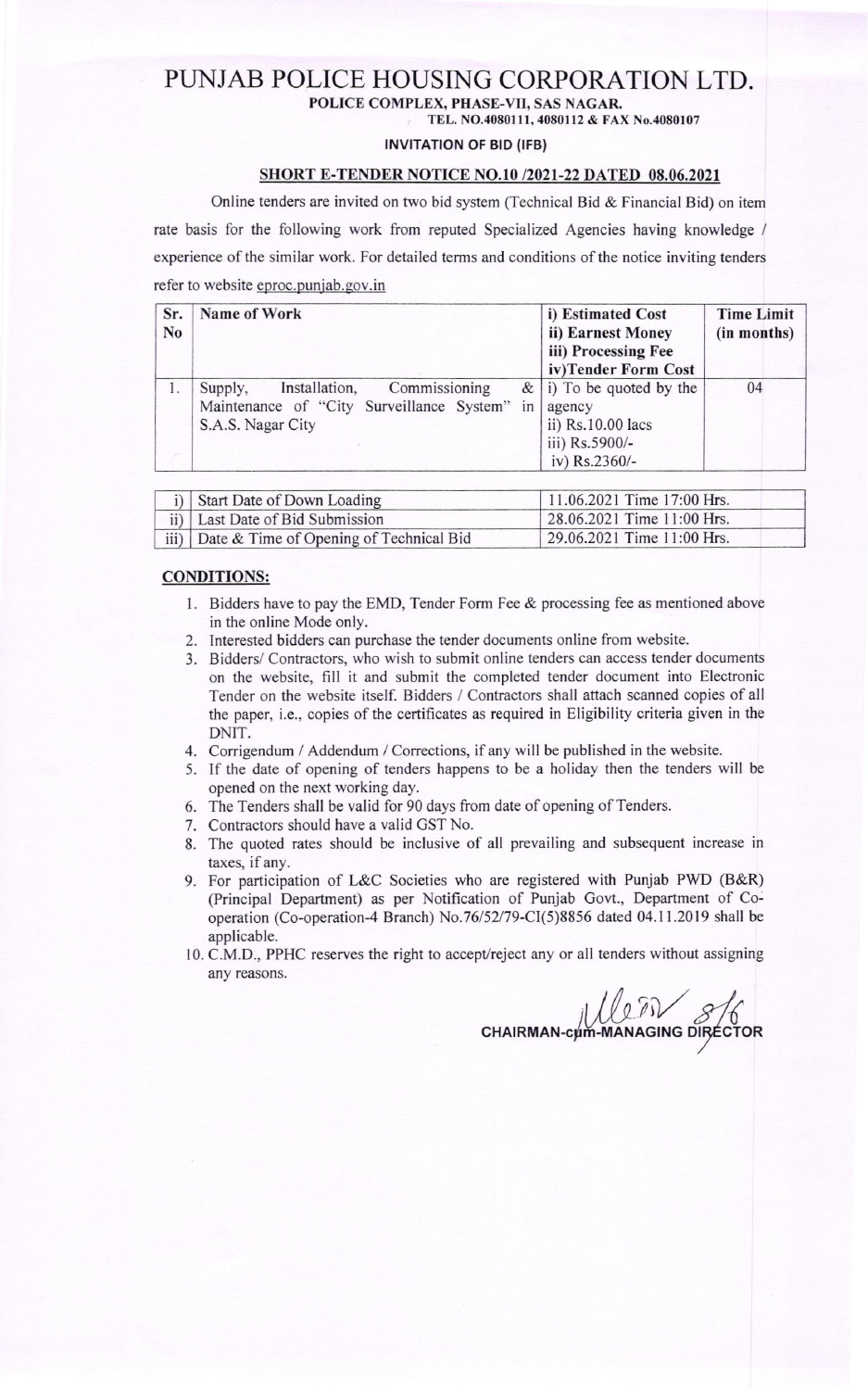# PUNJAB POLICE HOUSING CORPORATION LTD.

**POLICE COMPLEX, PHASE-VII, SAS NAGAR.**

**TEL. NO.4080111, 4080112 & FAX No.4080107**

**INVITATION OF BID (IFB)**

## SHORT E-TENDER NOTICE NO.10 /2021-22 DATED 08.06.2021

Online tenders are invited on two bid system (Technical Bid & Financial Bid) on item rate basis for the following work from reputed Specialized Agencies having knowledge / experience of the similar work. For detailed terms and conditions of the notice inviting tenders refer to website eproc.punjab.gov.in

| Sr. No | Name of Work | i) Estimated Cost<br>ii) Earnest Money<br>iii) Processing Fee<br>iv)Tender Form Cost | Time Limit (in months) |
|---|---|---|---|
| 1. | Supply, Installation, Commissioning & Maintenance of "City Surveillance System" in S.A.S. Nagar City | i) To be quoted by the agency<br>ii) Rs.10.00 lacs<br>iii) Rs.5900/-<br>iv) Rs.2360/- | 04 |

| | | |
|---|---|---|
| i) | Start Date of Down Loading | 11.06.2021 Time 17:00 Hrs. |
| ii) | Last Date of Bid Submission | 28.06.2021 Time 11:00 Hrs. |
| iii) | Date & Time of Opening of Technical Bid | 29.06.2021 Time 11:00 Hrs. |

### CONDITIONS:

1. Bidders have to pay the EMD, Tender Form Fee & processing fee as mentioned above in the online Mode only.
2. Interested bidders can purchase the tender documents online from website.
3. Bidders/ Contractors, who wish to submit online tenders can access tender documents on the website, fill it and submit the completed tender document into Electronic Tender on the website itself. Bidders / Contractors shall attach scanned copies of all the paper, i.e., copies of the certificates as required in Eligibility criteria given in the DNIT.
4. Corrigendum / Addendum / Corrections, if any will be published in the website.
5. If the date of opening of tenders happens to be a holiday then the tenders will be opened on the next working day.
6. The Tenders shall be valid for 90 days from date of opening of Tenders.
7. Contractors should have a valid GST No.
8. The quoted rates should be inclusive of all prevailing and subsequent increase in taxes, if any.
9. For participation of L&C Societies who are registered with Punjab PWD (B&R) (Principal Department) as per Notification of Punjab Govt., Department of Co-operation (Co-operation-4 Branch) No.76/52/79-CI(5)8856 dated 04.11.2019 shall be applicable.
10. C.M.D., PPHC reserves the right to accept/reject any or all tenders without assigning any reasons.

Sd/- 8/6

**CHAIRMAN-cum-MANAGING DIRECTOR**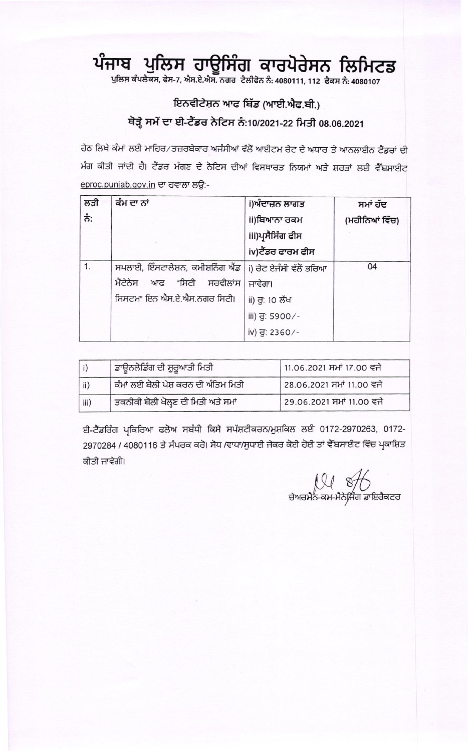# ਪੰਜਾਬ ਪੁਲਿਸ ਹਾਊਸਿੰਗ ਕਾਰਪੋਰੇਸਨ ਲਿਮਿਟਡ

ਪੁਲਿਸ ਕੰਪਲੈਕਸ, ਫੇਸ-7, ਐਸ.ਏ.ਐਸ. ਨਗਰ ਟੈਲੀਫੋਨ ਨੰ: 4080111, 112 ਫੈਕਸ ਨੰ: 4080107

## ਇਨਵੀਟੇਸ਼ਨ ਆਫ ਬਿੱਡ (ਆਈ.ਐਫ.ਬੀ.)

## ਥੋੜ੍ਹੇ ਸਮੇਂ ਦਾ ਈ-ਟੈਂਡਰ ਨੋਟਿਸ ਨੰ:10/2021-22 ਮਿਤੀ 08.06.2021

ਹੇਠ ਲਿਖੇ ਕੰਮਾਂ ਲਈ ਮਾਹਿਰ/ਤਜ਼ਰਬੇਕਾਰ ਅਜੰਸੀਆਂ ਵੱਲੋਂ ਆਈਟਮ ਰੇਟ ਦੇ ਅਧਾਰ ਤੇ ਆਨਲਾਈਨ ਟੈਂਡਰਾਂ ਦੀ ਮੰਗ ਕੀਤੀ ਜਾਂਦੀ ਹੈ। ਟੈਂਡਰ ਮੰਗਣ ਦੇ ਨੋਟਿਸ ਦੀਆਂ ਵਿਸਥਾਰਤ ਨਿਯਮਾਂ ਅਤੇ ਸ਼ਰਤਾਂ ਲਈ ਵੈੱਬਸਾਈਟ eproc.punjab.gov.in ਦਾ ਹਵਾਲਾ ਲਉ:-

| ਲੜੀ ਨੰ: | ਕੰਮ ਦਾ ਨਾਂ | i)ਅੰਦਾਜ਼ਨ ਲਾਗਤ<br>ii)ਬਿਆਨਾ ਰਕਮ<br>iii)ਪ੍ਰਸੈਸਿੰਗ ਫੀਸ<br>iv)ਟੈਂਡਰ ਫਾਰਮ ਫੀਸ | ਸਮਾਂ ਹੱਦ (ਮਹੀਨਿਆਂ ਵਿੱਚ) |
|---|---|---|---|
| 1. | ਸਪਲਾਈ, ਇੰਸਟਾਲੇਸ਼ਨ, ਕਮੀਸ਼ਨਿੰਗ ਐਂਡ ਮੈਂਟੇਨੇਸ ਆਫ "ਸਿਟੀ ਸਰਵੀਲਾਂਸ ਸਿਸਟਮ" ਇਨ ਐਸ.ਏ.ਐਸ.ਨਗਰ ਸਿਟੀ। | i) ਰੇਟ ਏਜੰਸੀ ਵੱਲੋਂ ਭਰਿਆ ਜਾਵੇਗਾ।<br>ii) ਰੁ: 10 ਲੱਖ<br>iii) ਰੁ: 5900/-<br>iv) ਰੁ: 2360/- | 04 |

| | | |
|---|---|---|
| i) | ਡਾਊਨਲੋਡਿੰਗ ਦੀ ਸ਼ੁਰੂਆਤੀ ਮਿਤੀ | 11.06.2021 ਸਮਾਂ 17.00 ਵਜੇ |
| ii) | ਕੰਮਾਂ ਲਈ ਬੋਲੀ ਪੇਸ਼ ਕਰਨ ਦੀ ਅੰਤਿਮ ਮਿਤੀ | 28.06.2021 ਸਮਾਂ 11.00 ਵਜੇ |
| iii) | ਤਕਨੀਕੀ ਬੋਲੀ ਖੋਲ੍ਹਣ ਦੀ ਮਿਤੀ ਅਤੇ ਸਮਾਂ | 29.06.2021 ਸਮਾਂ 11.00 ਵਜੇ |

ਈ-ਟੈਂਡਰਿੰਗ ਪ੍ਰਕਿਰਿਆ ਫਲੋਅ ਸਬੰਧੀ ਕਿਸੇ ਸਪੱਸ਼ਟੀਕਰਨ/ਮੁਸ਼ਕਿਲ ਲਈ 0172-2970263, 0172-2970284 / 4080116 ਤੇ ਸੰਪਰਕ ਕਰੋ। ਸੋਧ /ਵਾਧਾ/ਸੁਧਾਈ ਜੇਕਰ ਕੋਈ ਹੋਈ ਤਾਂ ਵੈੱਬਸਾਈਟ ਵਿੱਚ ਪ੍ਰਕਾਸ਼ਿਤ ਕੀਤੀ ਜਾਵੇਗੀ।

ਚੇਅਰਮੈਨ-ਕਮ-ਮੈਨੇਜਿੰਗ ਡਾਇਰੈਕਟਰ